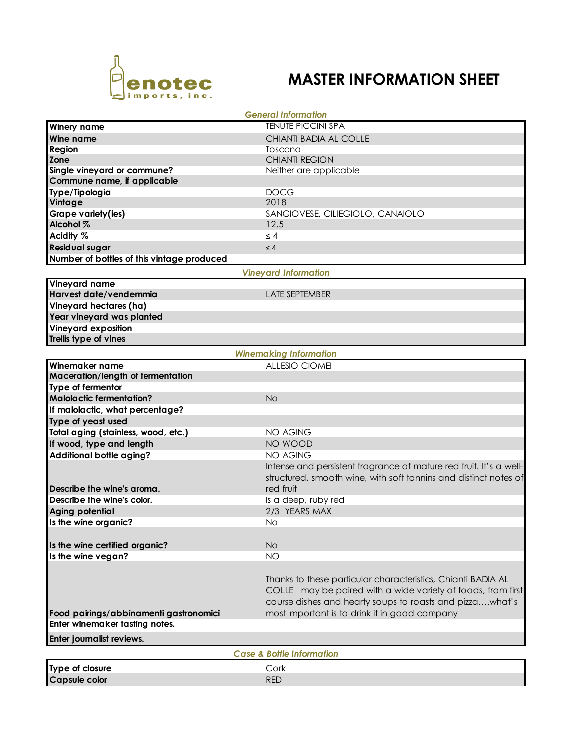enotec imports, inc.

# MASTER INFORMATION SHEET

### *General Information*

| | |
|---|---|
| **Winery name** | TENUTE PICCINI SPA |
| **Wine name** | CHIANTI BADIA AL COLLE |
| **Region** | Toscana |
| **Zone** | CHIANTI REGION |
| **Single vineyard or commune?** | Neither are applicable |
| **Commune name, if applicable** | |
| **Type/Tipologia** | DOCG |
| **Vintage** | 2018 |
| **Grape variety(ies)** | SANGIOVESE, CILIEGIOLO, CANAIOLO |
| **Alcohol %** | 12.5 |
| **Acidity %** | ≤ 4 |
| **Residual sugar** | ≤ 4 |
| **Number of bottles of this vintage produced** | |

### *Vineyard Information*

| | |
|---|---|
| **Vineyard name** | |
| **Harvest date/vendemmia** | LATE SEPTEMBER |
| **Vineyard hectares (ha)** | |
| **Year vineyard was planted** | |
| **Vineyard exposition** | |
| **Trellis type of vines** | |

### *Winemaking Information*

| | |
|---|---|
| **Winemaker name** | ALLESIO CIOMEI |
| **Maceration/length of fermentation** | |
| **Type of fermentor** | |
| **Malolactic fermentation?** | No |
| **If malolactic, what percentage?** | |
| **Type of yeast used** | |
| **Total aging (stainless, wood, etc.)** | NO AGING |
| **If wood, type and length** | NO WOOD |
| **Additional bottle aging?** | NO AGING |
| **Describe the wine's aroma.** | Intense and persistent fragrance of mature red fruit. It's a well-structured, smooth wine, with soft tannins and distinct notes of red fruit |
| **Describe the wine's color.** | is a deep, ruby red |
| **Aging potential** | 2/3 YEARS MAX |
| **Is the wine organic?** | No |
| **Is the wine certified organic?** | No |
| **Is the wine vegan?** | NO |
| **Food pairings/abbinamenti gastronomici** | Thanks to these particular characteristics, Chianti BADIA AL COLLE may be paired with a wide variety of foods, from first course dishes and hearty soups to roasts and pizza....what's most important is to drink it in good company |
| **Enter winemaker tasting notes.** | |
| **Enter journalist reviews.** | |

### *Case & Bottle Information*

| | |
|---|---|
| **Type of closure** | Cork |
| **Capsule color** | RED |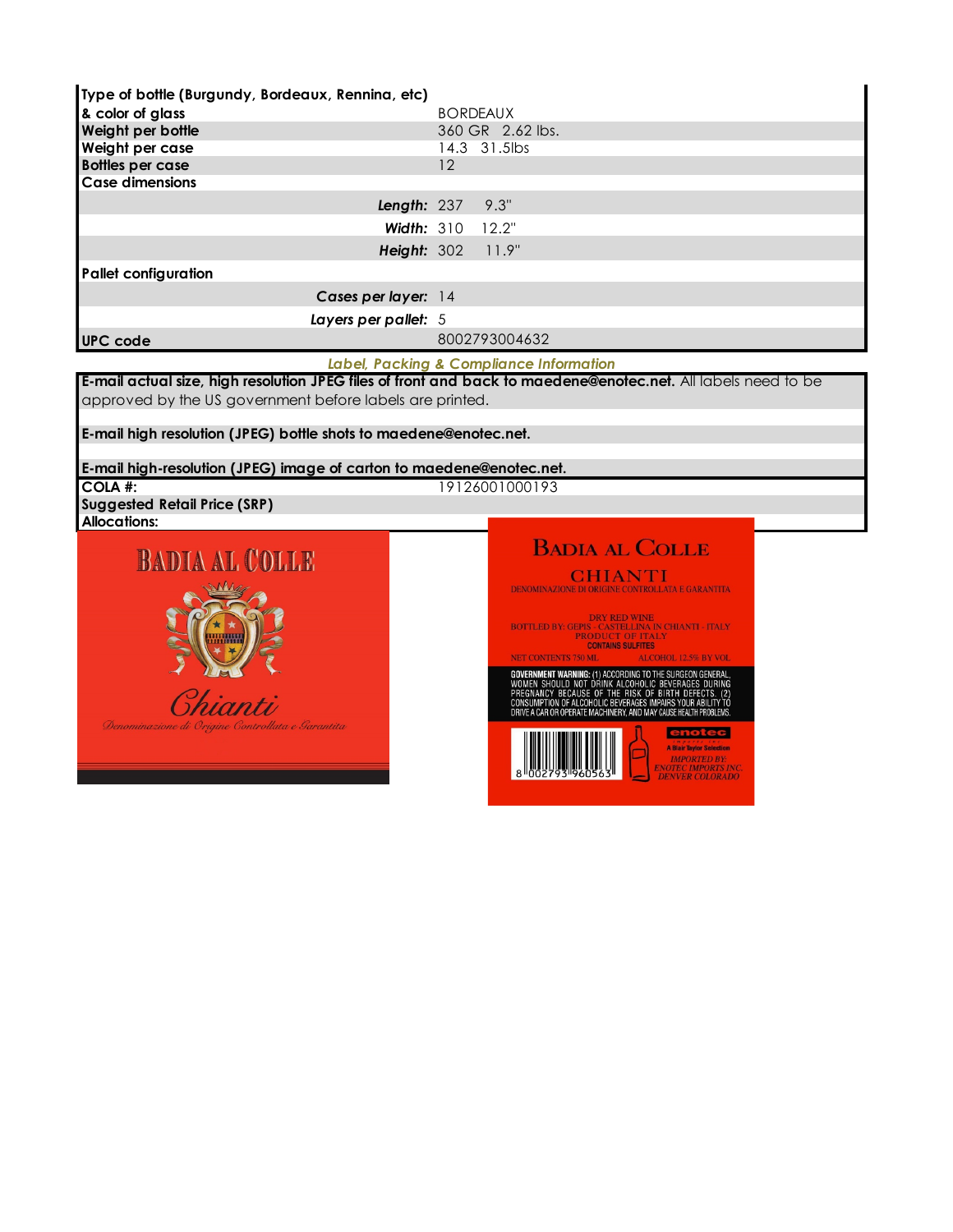| | |
|---|---|
| **Type of bottle (Burgundy, Bordeaux, Rennina, etc)** | |
| **& color of glass** | BORDEAUX |
| **Weight per bottle** | 360 GR 2.62 lbs. |
| **Weight per case** | 14.3 31.5lbs |
| **Bottles per case** | 12 |
| **Case dimensions** | |
| ***Length:*** | 237 9.3" |
| ***Width:*** | 310 12.2" |
| ***Height:*** | 302 11.9" |
| **Pallet configuration** | |
| ***Cases per layer:*** | 14 |
| ***Layers per pallet:*** | 5 |
| **UPC code** | 8002793004632 |

*Label, Packing & Compliance Information*

**E-mail actual size, high resolution JPEG files of front and back to maedene@enotec.net.** All labels need to be approved by the US government before labels are printed.

**E-mail high resolution (JPEG) bottle shots to maedene@enotec.net.**

**E-mail high-resolution (JPEG) image of carton to maedene@enotec.net.**

| | |
|---|---|
| **COLA #:** | 19126001000193 |
| **Suggested Retail Price (SRP)** | |
| **Allocations:** | |

BADIA AL COLLE

Chianti

Denominazione di Origine Controllata e Garantita

BADIA AL COLLE

CHIANTI

DENOMINAZIONE DI ORIGINE CONTROLLATA E GARANTITA

DRY RED WINE
BOTTLED BY: GEPIS - CASTELLINA IN CHIANTI - ITALY
PRODUCT OF ITALY
CONTAINS SULFITES

NET CONTENTS 750 ML ALCOHOL 12.5% BY VOL

GOVERNMENT WARNING: (1) ACCORDING TO THE SURGEON GENERAL, WOMEN SHOULD NOT DRINK ALCOHOLIC BEVERAGES DURING PREGNANCY BECAUSE OF THE RISK OF BIRTH DEFECTS. (2) CONSUMPTION OF ALCOHOLIC BEVERAGES IMPAIRS YOUR ABILITY TO DRIVE A CAR OR OPERATE MACHINERY, AND MAY CAUSE HEALTH PROBLEMS.

8 002793 960563

enotec
A Blair Taylor Selection
IMPORTED BY:
ENOTEC IMPORTS INC.
DENVER COLORADO